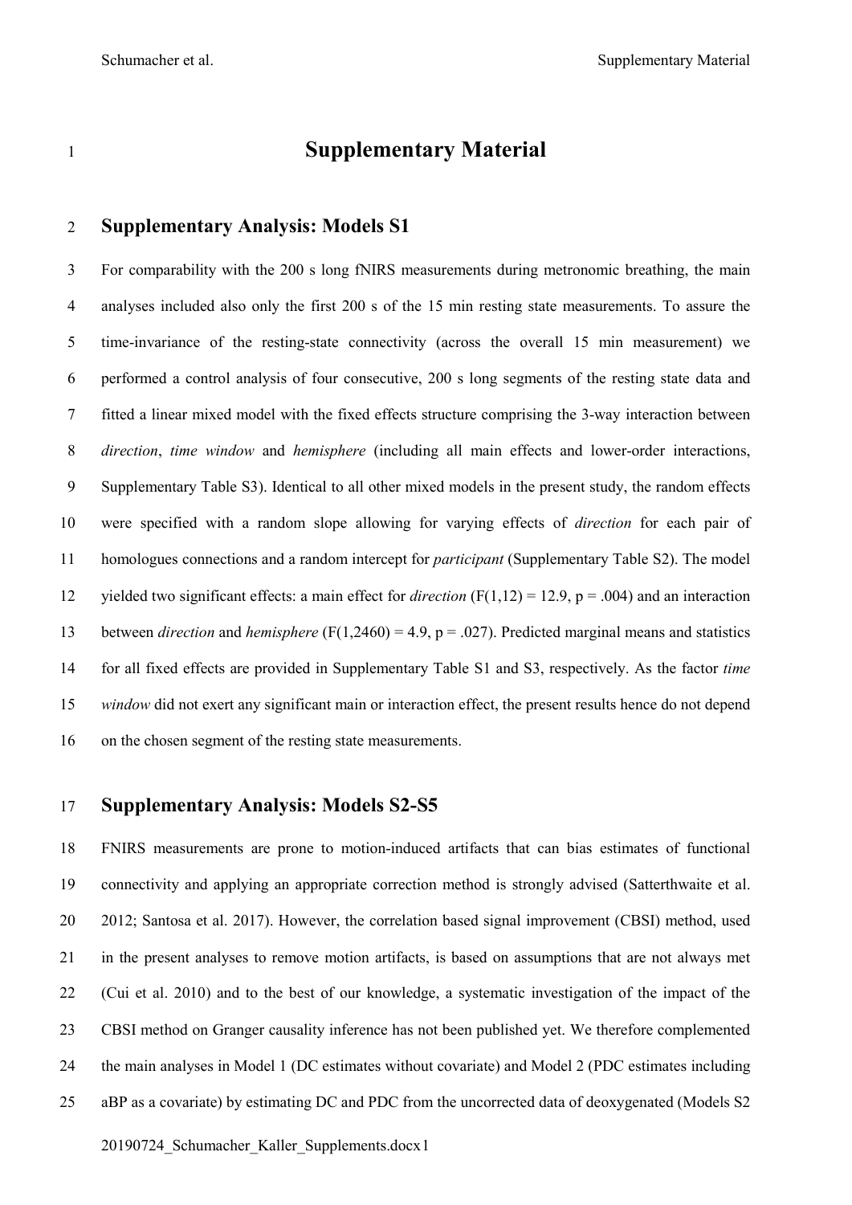# Supplementary Material

## Supplementary Analysis: Models S1

For comparability with the 200 s long fNIRS measurements during metronomic breathing, the main analyses included also only the first 200 s of the 15 min resting state measurements. To assure the time-invariance of the resting-state connectivity (across the overall 15 min measurement) we performed a control analysis of four consecutive, 200 s long segments of the resting state data and fitted a linear mixed model with the fixed effects structure comprising the 3-way interaction between *direction*, *time window* and *hemisphere* (including all main effects and lower-order interactions, Supplementary Table S3). Identical to all other mixed models in the present study, the random effects were specified with a random slope allowing for varying effects of *direction* for each pair of homologues connections and a random intercept for *participant* (Supplementary Table S2). The model yielded two significant effects: a main effect for *direction* ($F(1,12) = 12.9$, $p = .004$) and an interaction between *direction* and *hemisphere* ($F(1,2460) = 4.9$, $p = .027$). Predicted marginal means and statistics for all fixed effects are provided in Supplementary Table S1 and S3, respectively. As the factor *time window* did not exert any significant main or interaction effect, the present results hence do not depend on the chosen segment of the resting state measurements.

## Supplementary Analysis: Models S2-S5

FNIRS measurements are prone to motion-induced artifacts that can bias estimates of functional connectivity and applying an appropriate correction method is strongly advised (Satterthwaite et al. 2012; Santosa et al. 2017). However, the correlation based signal improvement (CBSI) method, used in the present analyses to remove motion artifacts, is based on assumptions that are not always met (Cui et al. 2010) and to the best of our knowledge, a systematic investigation of the impact of the CBSI method on Granger causality inference has not been published yet. We therefore complemented the main analyses in Model 1 (DC estimates without covariate) and Model 2 (PDC estimates including aBP as a covariate) by estimating DC and PDC from the uncorrected data of deoxygenated (Models S2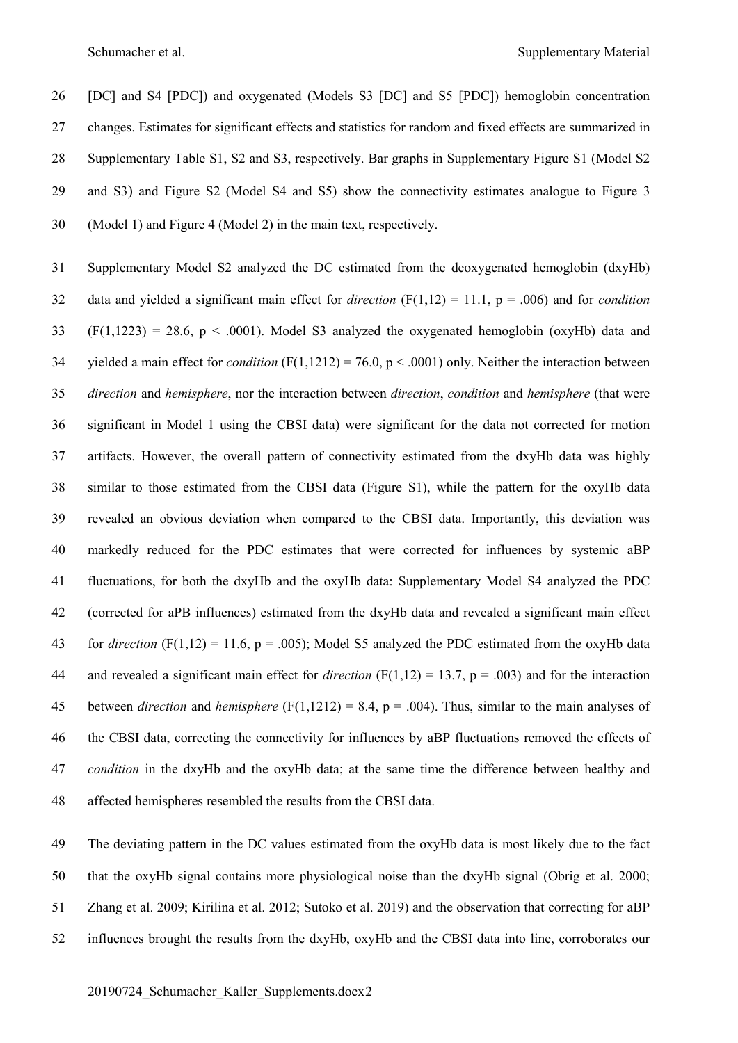[DC] and S4 [PDC]) and oxygenated (Models S3 [DC] and S5 [PDC]) hemoglobin concentration changes. Estimates for significant effects and statistics for random and fixed effects are summarized in Supplementary Table S1, S2 and S3, respectively. Bar graphs in Supplementary Figure S1 (Model S2 and S3) and Figure S2 (Model S4 and S5) show the connectivity estimates analogue to Figure 3 (Model 1) and Figure 4 (Model 2) in the main text, respectively.

Supplementary Model S2 analyzed the DC estimated from the deoxygenated hemoglobin (dxyHb) data and yielded a significant main effect for *direction* ($F(1,12) = 11.1$, $p = .006$) and for *condition* ($F(1,1223) = 28.6$, $p < .0001$). Model S3 analyzed the oxygenated hemoglobin (oxyHb) data and yielded a main effect for *condition* ($F(1,1212) = 76.0$, $p < .0001$) only. Neither the interaction between *direction* and *hemisphere*, nor the interaction between *direction*, *condition* and *hemisphere* (that were significant in Model 1 using the CBSI data) were significant for the data not corrected for motion artifacts. However, the overall pattern of connectivity estimated from the dxyHb data was highly similar to those estimated from the CBSI data (Figure S1), while the pattern for the oxyHb data revealed an obvious deviation when compared to the CBSI data. Importantly, this deviation was markedly reduced for the PDC estimates that were corrected for influences by systemic aBP fluctuations, for both the dxyHb and the oxyHb data: Supplementary Model S4 analyzed the PDC (corrected for aPB influences) estimated from the dxyHb data and revealed a significant main effect for *direction* ($F(1,12) = 11.6$, $p = .005$); Model S5 analyzed the PDC estimated from the oxyHb data and revealed a significant main effect for *direction* ($F(1,12) = 13.7$, $p = .003$) and for the interaction between *direction* and *hemisphere* ($F(1,1212) = 8.4$, $p = .004$). Thus, similar to the main analyses of the CBSI data, correcting the connectivity for influences by aBP fluctuations removed the effects of *condition* in the dxyHb and the oxyHb data; at the same time the difference between healthy and affected hemispheres resembled the results from the CBSI data.

The deviating pattern in the DC values estimated from the oxyHb data is most likely due to the fact that the oxyHb signal contains more physiological noise than the dxyHb signal (Obrig et al. 2000; Zhang et al. 2009; Kirilina et al. 2012; Sutoko et al. 2019) and the observation that correcting for aBP influences brought the results from the dxyHb, oxyHb and the CBSI data into line, corroborates our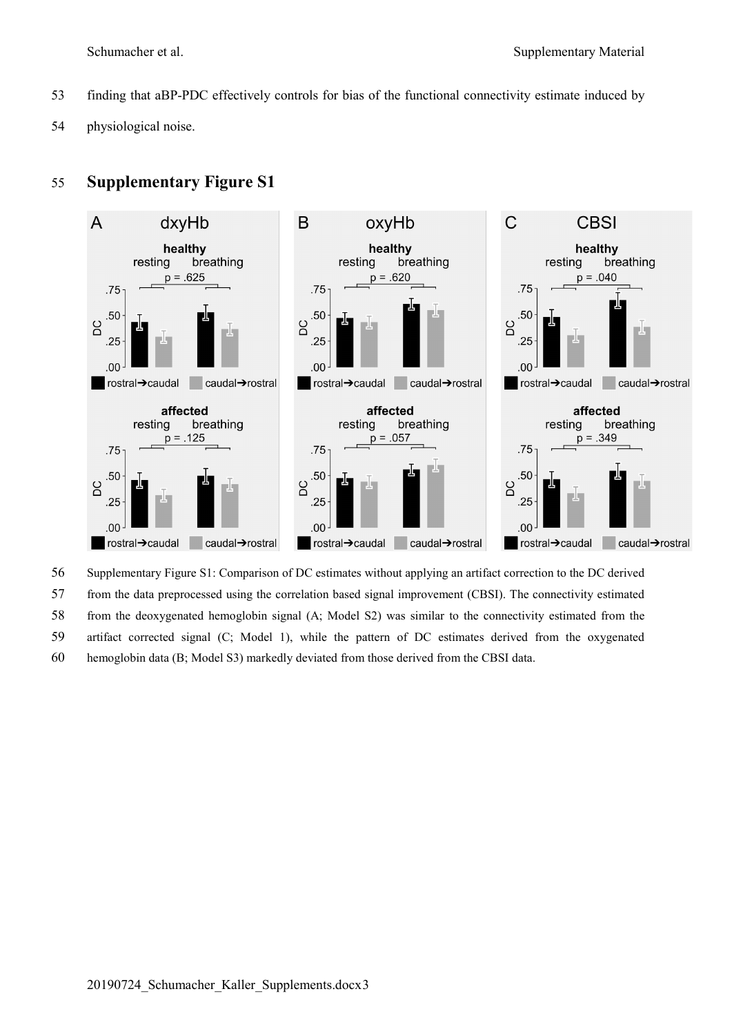finding that aBP-PDC effectively controls for bias of the functional connectivity estimate induced by physiological noise.

## Supplementary Figure S1

Supplementary Figure S1: Comparison of DC estimates without applying an artifact correction to the DC derived from the data preprocessed using the correlation based signal improvement (CBSI). The connectivity estimated from the deoxygenated hemoglobin signal (A; Model S2) was similar to the connectivity estimated from the artifact corrected signal (C; Model 1), while the pattern of DC estimates derived from the oxygenated hemoglobin data (B; Model S3) markedly deviated from those derived from the CBSI data.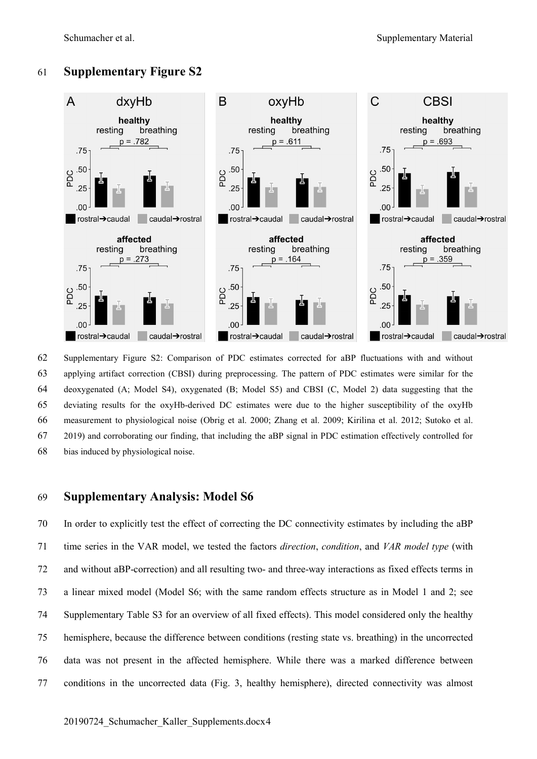## Supplementary Figure S2

Supplementary Figure S2: Comparison of PDC estimates corrected for aBP fluctuations with and without applying artifact correction (CBSI) during preprocessing. The pattern of PDC estimates were similar for the deoxygenated (A; Model S4), oxygenated (B; Model S5) and CBSI (C, Model 2) data suggesting that the deviating results for the oxyHb-derived DC estimates were due to the higher susceptibility of the oxyHb measurement to physiological noise (Obrig et al. 2000; Zhang et al. 2009; Kirilina et al. 2012; Sutoko et al. 2019) and corroborating our finding, that including the aBP signal in PDC estimation effectively controlled for bias induced by physiological noise.

## Supplementary Analysis: Model S6

In order to explicitly test the effect of correcting the DC connectivity estimates by including the aBP time series in the VAR model, we tested the factors *direction*, *condition*, and *VAR model type* (with and without aBP-correction) and all resulting two- and three-way interactions as fixed effects terms in a linear mixed model (Model S6; with the same random effects structure as in Model 1 and 2; see Supplementary Table S3 for an overview of all fixed effects). This model considered only the healthy hemisphere, because the difference between conditions (resting state vs. breathing) in the uncorrected data was not present in the affected hemisphere. While there was a marked difference between conditions in the uncorrected data (Fig. 3, healthy hemisphere), directed connectivity was almost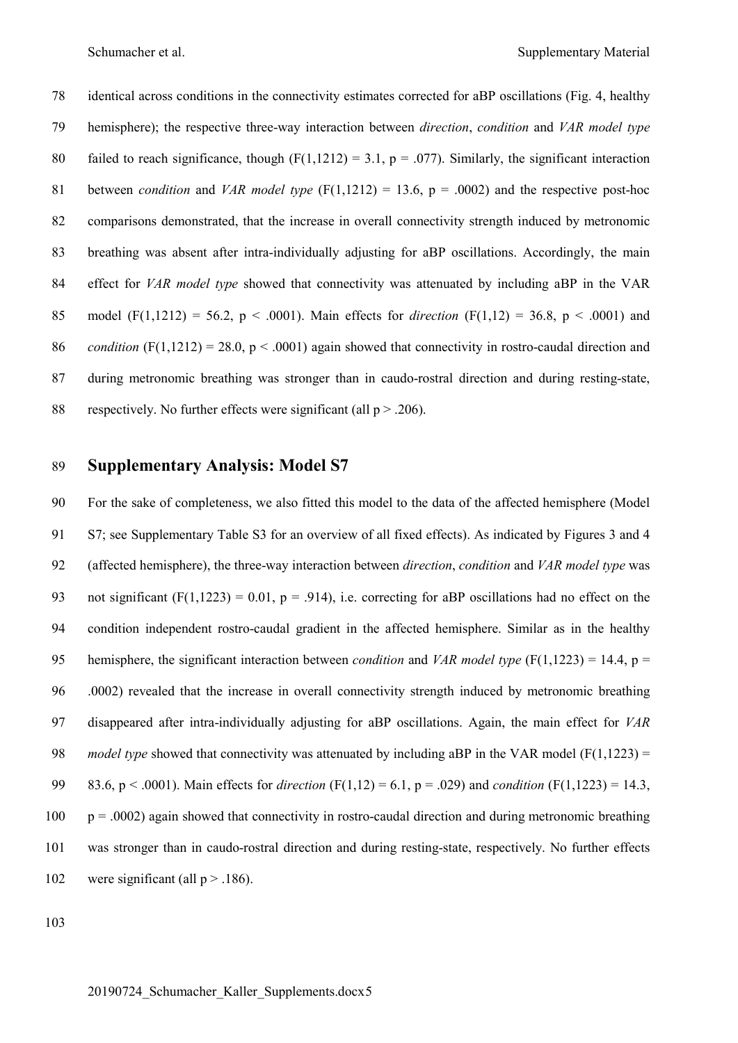identical across conditions in the connectivity estimates corrected for aBP oscillations (Fig. 4, healthy hemisphere); the respective three-way interaction between *direction*, *condition* and *VAR model type* failed to reach significance, though ($F(1,1212) = 3.1$, $p = .077$). Similarly, the significant interaction between *condition* and *VAR model type* ($F(1,1212) = 13.6$, $p = .0002$) and the respective post-hoc comparisons demonstrated, that the increase in overall connectivity strength induced by metronomic breathing was absent after intra-individually adjusting for aBP oscillations. Accordingly, the main effect for *VAR model type* showed that connectivity was attenuated by including aBP in the VAR model ($F(1,1212) = 56.2$, $p < .0001$). Main effects for *direction* ($F(1,12) = 36.8$, $p < .0001$) and *condition* ($F(1,1212) = 28.0$, $p < .0001$) again showed that connectivity in rostro-caudal direction and during metronomic breathing was stronger than in caudo-rostral direction and during resting-state, respectively. No further effects were significant (all $p > .206$).

## Supplementary Analysis: Model S7

For the sake of completeness, we also fitted this model to the data of the affected hemisphere (Model S7; see Supplementary Table S3 for an overview of all fixed effects). As indicated by Figures 3 and 4 (affected hemisphere), the three-way interaction between *direction*, *condition* and *VAR model type* was not significant ($F(1,1223) = 0.01$, $p = .914$), i.e. correcting for aBP oscillations had no effect on the condition independent rostro-caudal gradient in the affected hemisphere. Similar as in the healthy hemisphere, the significant interaction between *condition* and *VAR model type* ($F(1,1223) = 14.4$, $p = .0002$) revealed that the increase in overall connectivity strength induced by metronomic breathing disappeared after intra-individually adjusting for aBP oscillations. Again, the main effect for *VAR model type* showed that connectivity was attenuated by including aBP in the VAR model ($F(1,1223) = 83.6$, $p < .0001$). Main effects for *direction* ($F(1,12) = 6.1$, $p = .029$) and *condition* ($F(1,1223) = 14.3$, $p = .0002$) again showed that connectivity in rostro-caudal direction and during metronomic breathing was stronger than in caudo-rostral direction and during resting-state, respectively. No further effects were significant (all $p > .186$).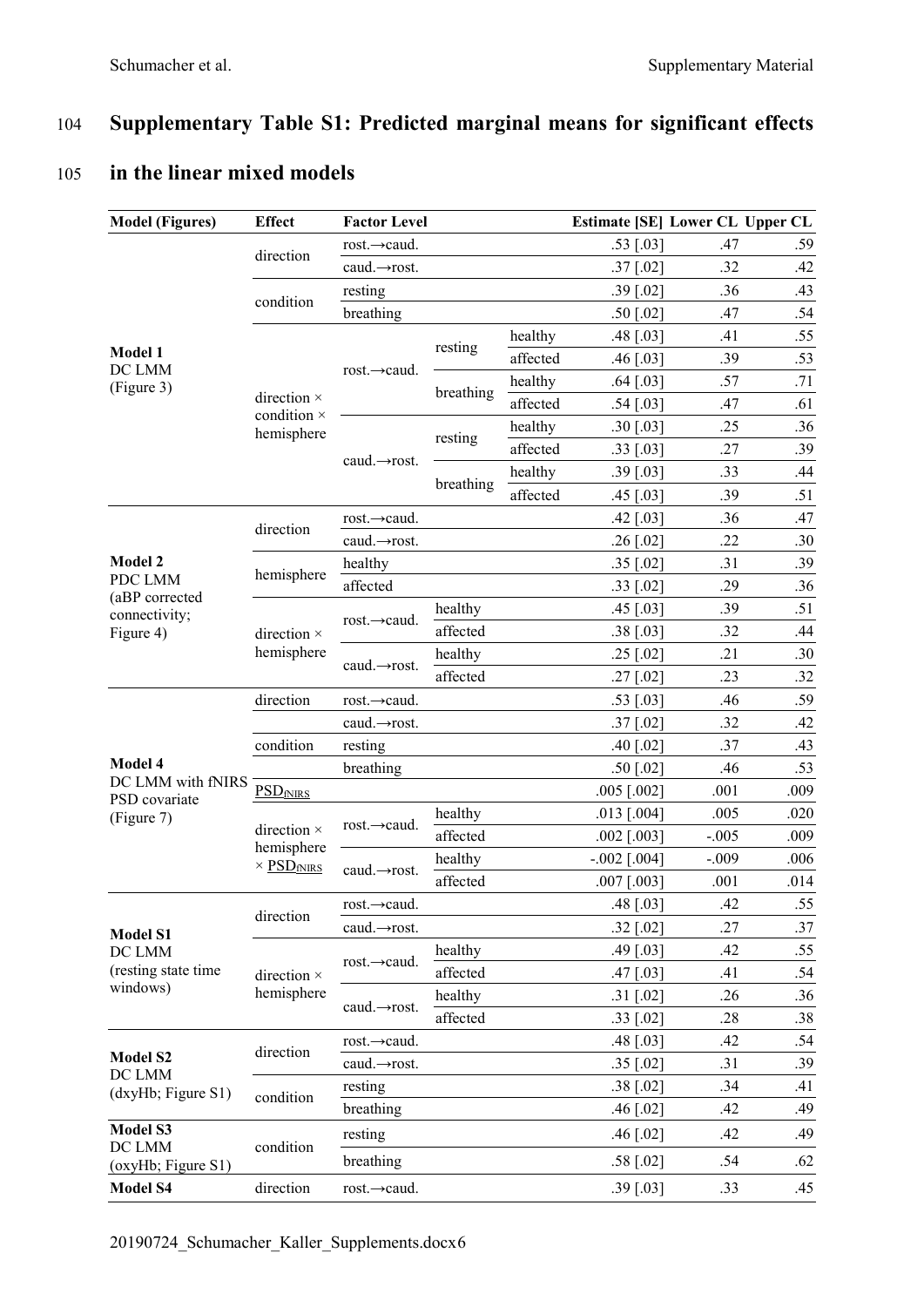# Supplementary Table S1: Predicted marginal means for significant effects in the linear mixed models

| Model (Figures) | Effect | Factor Level | | | Estimate [SE] | Lower CL | Upper CL |
|---|---|---|---|---|---|---|---|
| **Model 1** DC LMM (Figure 3) | direction | rost.→caud. | | | .53 [.03] | .47 | .59 |
| | | caud.→rost. | | | .37 [.02] | .32 | .42 |
| | condition | resting | | | .39 [.02] | .36 | .43 |
| | | breathing | | | .50 [.02] | .47 | .54 |
| | direction × condition × hemisphere | rost.→caud. | resting | healthy | .48 [.03] | .41 | .55 |
| | | | | affected | .46 [.03] | .39 | .53 |
| | | | breathing | healthy | .64 [.03] | .57 | .71 |
| | | | | affected | .54 [.03] | .47 | .61 |
| | | caud.→rost. | resting | healthy | .30 [.03] | .25 | .36 |
| | | | | affected | .33 [.03] | .27 | .39 |
| | | | breathing | healthy | .39 [.03] | .33 | .44 |
| | | | | affected | .45 [.03] | .39 | .51 |
| **Model 2** PDC LMM (aBP corrected connectivity; Figure 4) | direction | rost.→caud. | | | .42 [.03] | .36 | .47 |
| | | caud.→rost. | | | .26 [.02] | .22 | .30 |
| | hemisphere | healthy | | | .35 [.02] | .31 | .39 |
| | | affected | | | .33 [.02] | .29 | .36 |
| | direction × hemisphere | rost.→caud. | healthy | | .45 [.03] | .39 | .51 |
| | | | affected | | .38 [.03] | .32 | .44 |
| | | caud.→rost. | healthy | | .25 [.02] | .21 | .30 |
| | | | affected | | .27 [.02] | .23 | .32 |
| **Model 4** DC LMM with fNIRS PSD covariate (Figure 7) | direction | rost.→caud. | | | .53 [.03] | .46 | .59 |
| | | caud.→rost. | | | .37 [.02] | .32 | .42 |
| | condition | resting | | | .40 [.02] | .37 | .43 |
| | | breathing | | | .50 [.02] | .46 | .53 |
| | $PSD_{fNIRS}$ | | | | .005 [.002] | .001 | .009 |
| | direction × hemisphere × $PSD_{fNIRS}$ | rost.→caud. | healthy | | .013 [.004] | .005 | .020 |
| | | | affected | | .002 [.003] | -.005 | .009 |
| | | caud.→rost. | healthy | | -.002 [.004] | -.009 | .006 |
| | | | affected | | .007 [.003] | .001 | .014 |
| **Model S1** DC LMM (resting state time windows) | direction | rost.→caud. | | | .48 [.03] | .42 | .55 |
| | | caud.→rost. | | | .32 [.02] | .27 | .37 |
| | direction × hemisphere | rost.→caud. | healthy | | .49 [.03] | .42 | .55 |
| | | | affected | | .47 [.03] | .41 | .54 |
| | | caud.→rost. | healthy | | .31 [.02] | .26 | .36 |
| | | | affected | | .33 [.02] | .28 | .38 |
| **Model S2** DC LMM (dxyHb; Figure S1) | direction | rost.→caud. | | | .48 [.03] | .42 | .54 |
| | | caud.→rost. | | | .35 [.02] | .31 | .39 |
| | condition | resting | | | .38 [.02] | .34 | .41 |
| | | breathing | | | .46 [.02] | .42 | .49 |
| **Model S3** DC LMM (oxyHb; Figure S1) | condition | resting | | | .46 [.02] | .42 | .49 |
| | | breathing | | | .58 [.02] | .54 | .62 |
| **Model S4** | direction | rost.→caud. | | | .39 [.03] | .33 | .45 |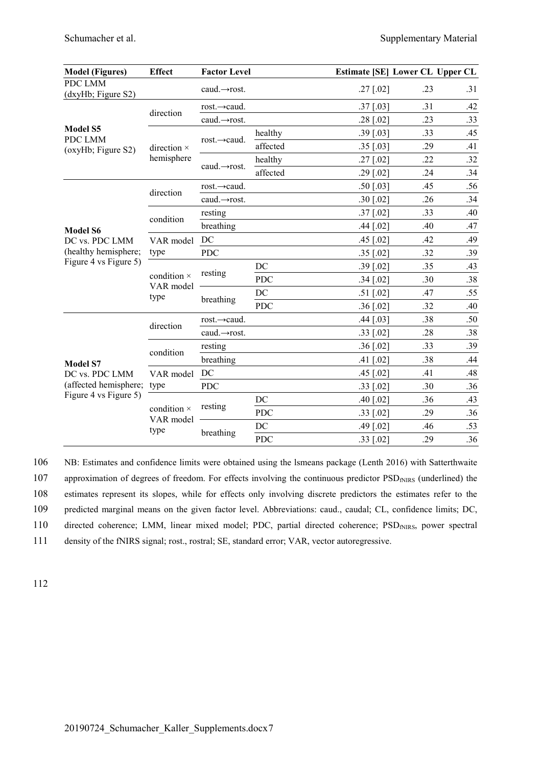| Model (Figures) | Effect | Factor Level | | Estimate [SE] | Lower CL | Upper CL |
|---|---|---|---|---|---|---|
| PDC LMM (dxyHb; Figure S2) | | caud.→rost. | | .27 [.02] | .23 | .31 |
| **Model S5** PDC LMM (oxyHb; Figure S2) | direction | rost.→caud. | | .37 [.03] | .31 | .42 |
| | | caud.→rost. | | .28 [.02] | .23 | .33 |
| | direction × hemisphere | rost.→caud. | healthy | .39 [.03] | .33 | .45 |
| | | | affected | .35 [.03] | .29 | .41 |
| | | caud.→rost. | healthy | .27 [.02] | .22 | .32 |
| | | | affected | .29 [.02] | .24 | .34 |
| **Model S6** DC vs. PDC LMM (healthy hemisphere; Figure 4 vs Figure 5) | direction | rost.→caud. | | .50 [.03] | .45 | .56 |
| | | caud.→rost. | | .30 [.02] | .26 | .34 |
| | condition | resting | | .37 [.02] | .33 | .40 |
| | | breathing | | .44 [.02] | .40 | .47 |
| | VAR model type | DC | | .45 [.02] | .42 | .49 |
| | | PDC | | .35 [.02] | .32 | .39 |
| | condition × VAR model type | resting | DC | .39 [.02] | .35 | .43 |
| | | | PDC | .34 [.02] | .30 | .38 |
| | | breathing | DC | .51 [.02] | .47 | .55 |
| | | | PDC | .36 [.02] | .32 | .40 |
| **Model S7** DC vs. PDC LMM (affected hemisphere; Figure 4 vs Figure 5) | direction | rost.→caud. | | .44 [.03] | .38 | .50 |
| | | caud.→rost. | | .33 [.02] | .28 | .38 |
| | condition | resting | | .36 [.02] | .33 | .39 |
| | | breathing | | .41 [.02] | .38 | .44 |
| | VAR model type | DC | | .45 [.02] | .41 | .48 |
| | | PDC | | .33 [.02] | .30 | .36 |
| | condition × VAR model type | resting | DC | .40 [.02] | .36 | .43 |
| | | | PDC | .33 [.02] | .29 | .36 |
| | | breathing | DC | .49 [.02] | .46 | .53 |
| | | | PDC | .33 [.02] | .29 | .36 |

NB: Estimates and confidence limits were obtained using the lsmeans package (Lenth 2016) with Satterthwaite approximation of degrees of freedom. For effects involving the continuous predictor $PSD_{fNIRS}$ (underlined) the estimates represent its slopes, while for effects only involving discrete predictors the estimates refer to the predicted marginal means on the given factor level. Abbreviations: caud., caudal; CL, confidence limits; DC, directed coherence; LMM, linear mixed model; PDC, partial directed coherence; $PSD_{fNIRS}$, power spectral density of the fNIRS signal; rost., rostral; SE, standard error; VAR, vector autoregressive.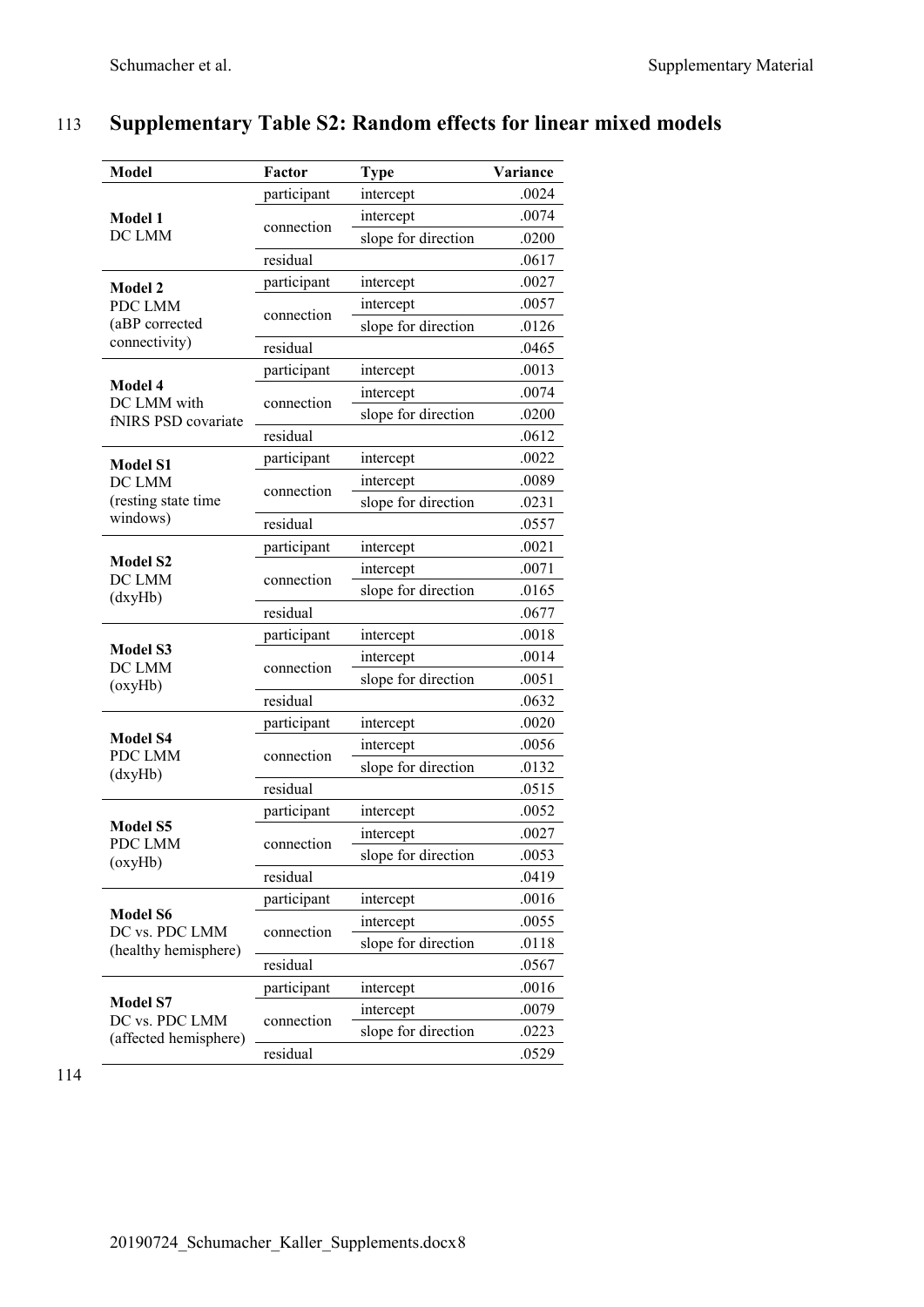## Supplementary Table S2: Random effects for linear mixed models

| Model | Factor | Type | Variance |
|---|---|---|---|
| **Model 1** DC LMM | participant | intercept | .0024 |
| | connection | intercept | .0074 |
| | | slope for direction | .0200 |
| | residual | | .0617 |
| **Model 2** PDC LMM (aBP corrected connectivity) | participant | intercept | .0027 |
| | connection | intercept | .0057 |
| | | slope for direction | .0126 |
| | residual | | .0465 |
| **Model 4** DC LMM with fNIRS PSD covariate | participant | intercept | .0013 |
| | connection | intercept | .0074 |
| | | slope for direction | .0200 |
| | residual | | .0612 |
| **Model S1** DC LMM (resting state time windows) | participant | intercept | .0022 |
| | connection | intercept | .0089 |
| | | slope for direction | .0231 |
| | residual | | .0557 |
| **Model S2** DC LMM (dxyHb) | participant | intercept | .0021 |
| | connection | intercept | .0071 |
| | | slope for direction | .0165 |
| | residual | | .0677 |
| **Model S3** DC LMM (oxyHb) | participant | intercept | .0018 |
| | connection | intercept | .0014 |
| | | slope for direction | .0051 |
| | residual | | .0632 |
| **Model S4** PDC LMM (dxyHb) | participant | intercept | .0020 |
| | connection | intercept | .0056 |
| | | slope for direction | .0132 |
| | residual | | .0515 |
| **Model S5** PDC LMM (oxyHb) | participant | intercept | .0052 |
| | connection | intercept | .0027 |
| | | slope for direction | .0053 |
| | residual | | .0419 |
| **Model S6** DC vs. PDC LMM (healthy hemisphere) | participant | intercept | .0016 |
| | connection | intercept | .0055 |
| | | slope for direction | .0118 |
| | residual | | .0567 |
| **Model S7** DC vs. PDC LMM (affected hemisphere) | participant | intercept | .0016 |
| | connection | intercept | .0079 |
| | | slope for direction | .0223 |
| | residual | | .0529 |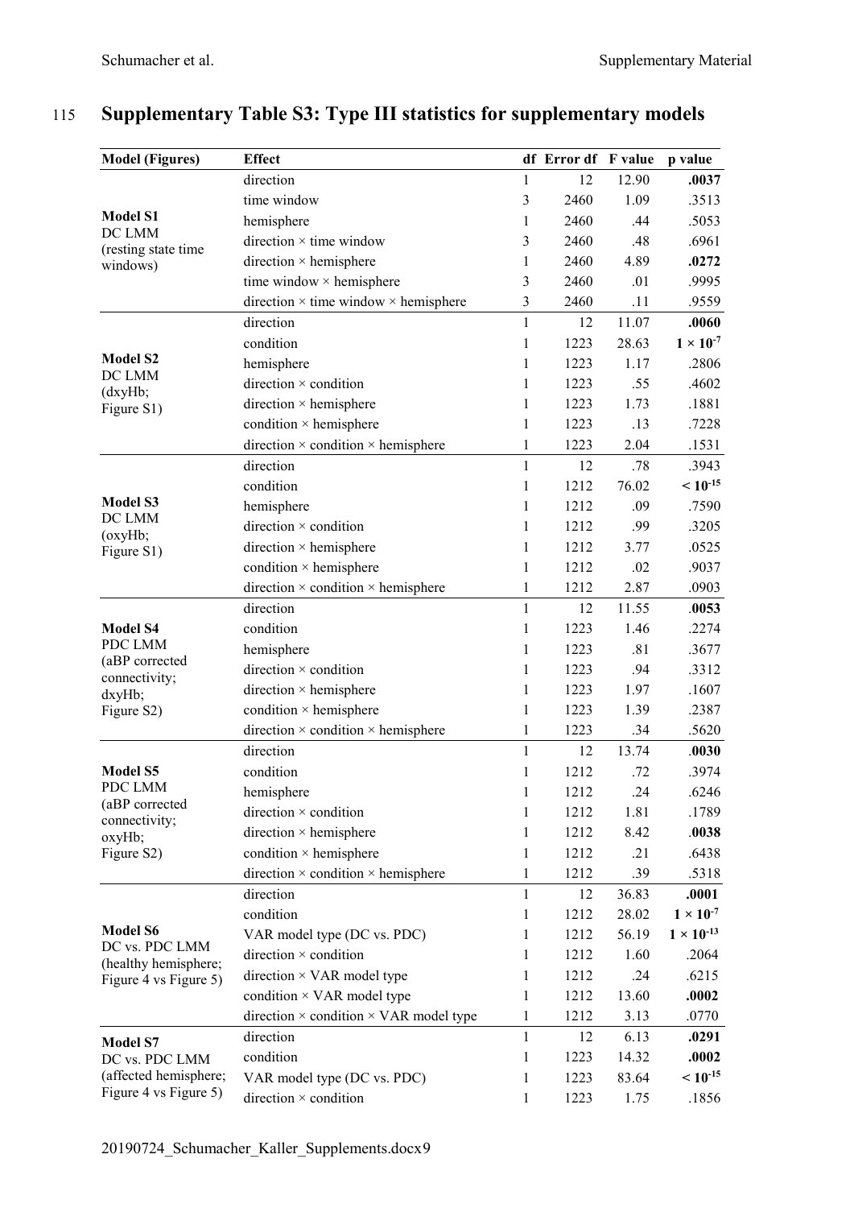## Supplementary Table S3: Type III statistics for supplementary models

| Model (Figures) | Effect | df | Error df | F value | p value |
|---|---|---|---|---|---|
| **Model S1** DC LMM (resting state time windows) | direction | 1 | 12 | 12.90 | **.0037** |
| | time window | 3 | 2460 | 1.09 | .3513 |
| | hemisphere | 1 | 2460 | .44 | .5053 |
| | direction × time window | 3 | 2460 | .48 | .6961 |
| | direction × hemisphere | 1 | 2460 | 4.89 | **.0272** |
| | time window × hemisphere | 3 | 2460 | .01 | .9995 |
| | direction × time window × hemisphere | 3 | 2460 | .11 | .9559 |
| **Model S2** DC LMM (dxyHb; Figure S1) | direction | 1 | 12 | 11.07 | **.0060** |
| | condition | 1 | 1223 | 28.63 | $\mathbf{1 \times 10^{-7}}$ |
| | hemisphere | 1 | 1223 | 1.17 | .2806 |
| | direction × condition | 1 | 1223 | .55 | .4602 |
| | direction × hemisphere | 1 | 1223 | 1.73 | .1881 |
| | condition × hemisphere | 1 | 1223 | .13 | .7228 |
| | direction × condition × hemisphere | 1 | 1223 | 2.04 | .1531 |
| **Model S3** DC LMM (oxyHb; Figure S1) | direction | 1 | 12 | .78 | .3943 |
| | condition | 1 | 1212 | 76.02 | $\mathbf{< 10^{-15}}$ |
| | hemisphere | 1 | 1212 | .09 | .7590 |
| | direction × condition | 1 | 1212 | .99 | .3205 |
| | direction × hemisphere | 1 | 1212 | 3.77 | .0525 |
| | condition × hemisphere | 1 | 1212 | .02 | .9037 |
| | direction × condition × hemisphere | 1 | 1212 | 2.87 | .0903 |
| **Model S4** PDC LMM (aBP corrected connectivity; dxyHb; Figure S2) | direction | 1 | 12 | 11.55 | **.0053** |
| | condition | 1 | 1223 | 1.46 | .2274 |
| | hemisphere | 1 | 1223 | .81 | .3677 |
| | direction × condition | 1 | 1223 | .94 | .3312 |
| | direction × hemisphere | 1 | 1223 | 1.97 | .1607 |
| | condition × hemisphere | 1 | 1223 | 1.39 | .2387 |
| | direction × condition × hemisphere | 1 | 1223 | .34 | .5620 |
| **Model S5** PDC LMM (aBP corrected connectivity; oxyHb; Figure S2) | direction | 1 | 12 | 13.74 | **.0030** |
| | condition | 1 | 1212 | .72 | .3974 |
| | hemisphere | 1 | 1212 | .24 | .6246 |
| | direction × condition | 1 | 1212 | 1.81 | .1789 |
| | direction × hemisphere | 1 | 1212 | 8.42 | **.0038** |
| | condition × hemisphere | 1 | 1212 | .21 | .6438 |
| | direction × condition × hemisphere | 1 | 1212 | .39 | .5318 |
| **Model S6** DC vs. PDC LMM (healthy hemisphere; Figure 4 vs Figure 5) | direction | 1 | 12 | 36.83 | **.0001** |
| | condition | 1 | 1212 | 28.02 | $\mathbf{1 \times 10^{-7}}$ |
| | VAR model type (DC vs. PDC) | 1 | 1212 | 56.19 | $\mathbf{1 \times 10^{-13}}$ |
| | direction × condition | 1 | 1212 | 1.60 | .2064 |
| | direction × VAR model type | 1 | 1212 | .24 | .6215 |
| | condition × VAR model type | 1 | 1212 | 13.60 | **.0002** |
| | direction × condition × VAR model type | 1 | 1212 | 3.13 | .0770 |
| **Model S7** DC vs. PDC LMM (affected hemisphere; Figure 4 vs Figure 5) | direction | 1 | 12 | 6.13 | **.0291** |
| | condition | 1 | 1223 | 14.32 | **.0002** |
| | VAR model type (DC vs. PDC) | 1 | 1223 | 83.64 | $\mathbf{< 10^{-15}}$ |
| | direction × condition | 1 | 1223 | 1.75 | .1856 |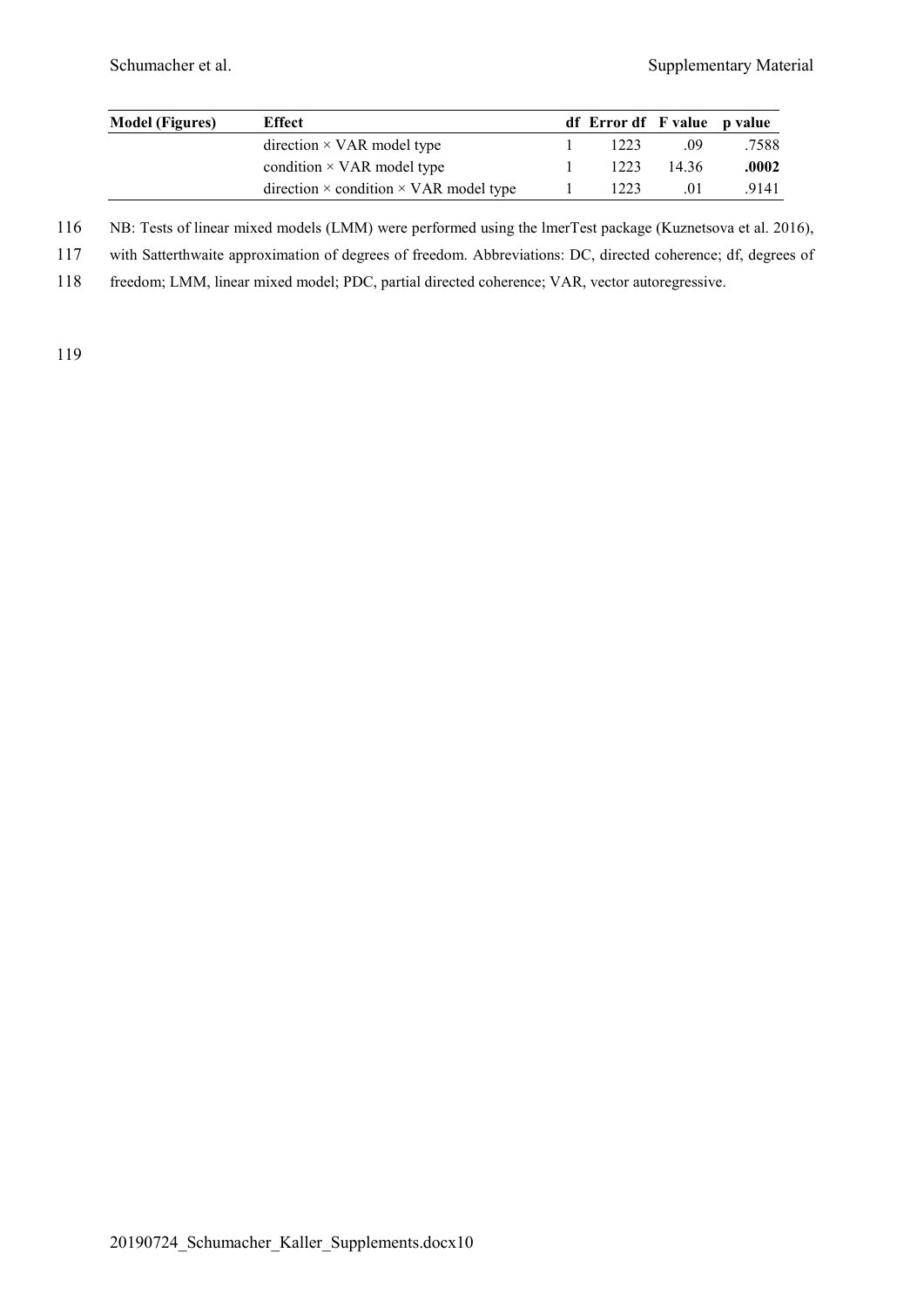| Model (Figures) | Effect | df | Error df | F value | p value |
|---|---|---|---|---|---|
| | direction × VAR model type | 1 | 1223 | .09 | .7588 |
| | condition × VAR model type | 1 | 1223 | 14.36 | **.0002** |
| | direction × condition × VAR model type | 1 | 1223 | .01 | .9141 |

NB: Tests of linear mixed models (LMM) were performed using the lmerTest package (Kuznetsova et al. 2016), with Satterthwaite approximation of degrees of freedom. Abbreviations: DC, directed coherence; df, degrees of freedom; LMM, linear mixed model; PDC, partial directed coherence; VAR, vector autoregressive.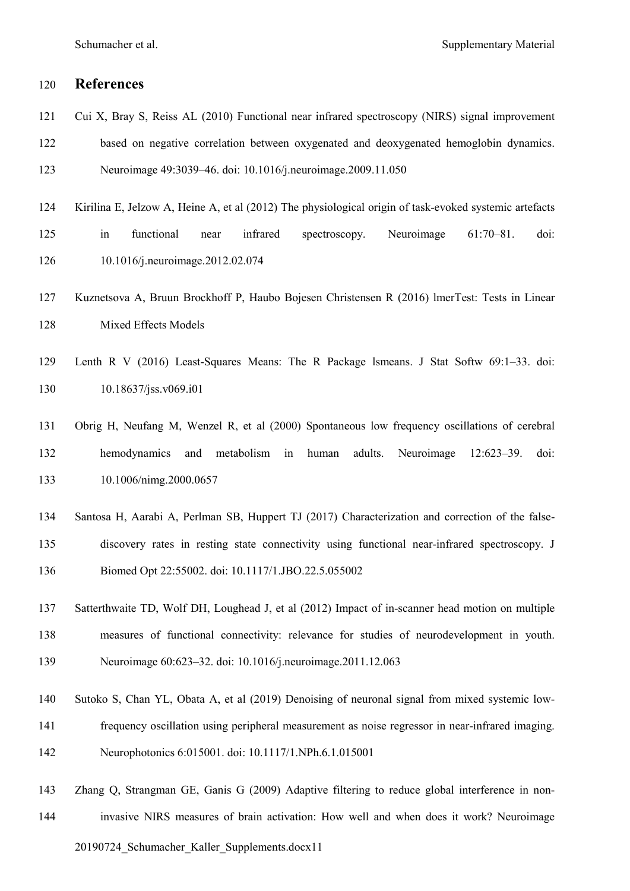# References

Cui X, Bray S, Reiss AL (2010) Functional near infrared spectroscopy (NIRS) signal improvement based on negative correlation between oxygenated and deoxygenated hemoglobin dynamics. Neuroimage 49:3039–46. doi: 10.1016/j.neuroimage.2009.11.050

Kirilina E, Jelzow A, Heine A, et al (2012) The physiological origin of task-evoked systemic artefacts in functional near infrared spectroscopy. Neuroimage 61:70–81. doi: 10.1016/j.neuroimage.2012.02.074

Kuznetsova A, Bruun Brockhoff P, Haubo Bojesen Christensen R (2016) lmerTest: Tests in Linear Mixed Effects Models

Lenth R V (2016) Least-Squares Means: The R Package lsmeans. J Stat Softw 69:1–33. doi: 10.18637/jss.v069.i01

Obrig H, Neufang M, Wenzel R, et al (2000) Spontaneous low frequency oscillations of cerebral hemodynamics and metabolism in human adults. Neuroimage 12:623–39. doi: 10.1006/nimg.2000.0657

Santosa H, Aarabi A, Perlman SB, Huppert TJ (2017) Characterization and correction of the false-discovery rates in resting state connectivity using functional near-infrared spectroscopy. J Biomed Opt 22:55002. doi: 10.1117/1.JBO.22.5.055002

Satterthwaite TD, Wolf DH, Loughead J, et al (2012) Impact of in-scanner head motion on multiple measures of functional connectivity: relevance for studies of neurodevelopment in youth. Neuroimage 60:623–32. doi: 10.1016/j.neuroimage.2011.12.063

Sutoko S, Chan YL, Obata A, et al (2019) Denoising of neuronal signal from mixed systemic low-frequency oscillation using peripheral measurement as noise regressor in near-infrared imaging. Neurophotonics 6:015001. doi: 10.1117/1.NPh.6.1.015001

Zhang Q, Strangman GE, Ganis G (2009) Adaptive filtering to reduce global interference in non-invasive NIRS measures of brain activation: How well and when does it work? Neuroimage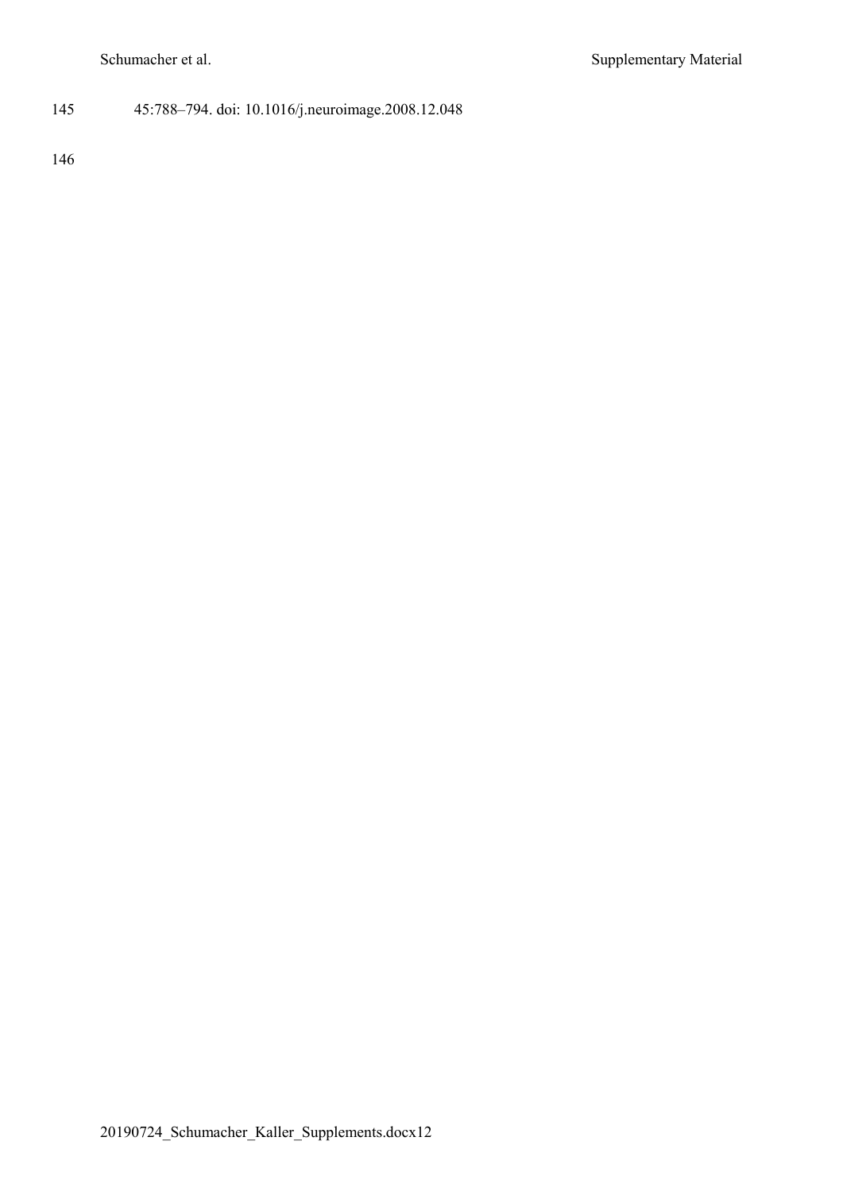45:788–794. doi: 10.1016/j.neuroimage.2008.12.048